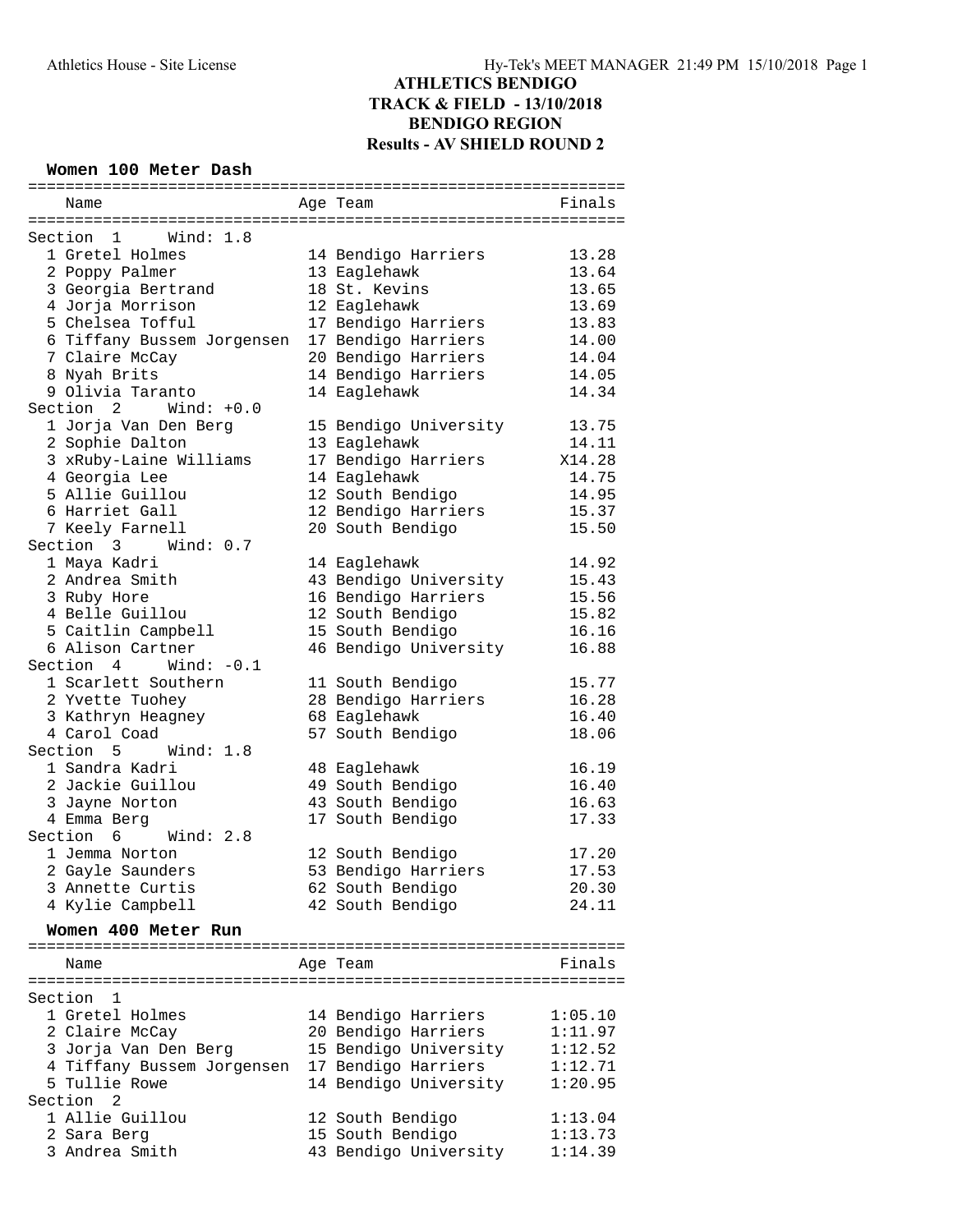# ATHLETICS BENDIGO
## TRACK & FIELD - 13/10/2018
## BENDIGO REGION
## Results - AV SHIELD ROUND 2

### Women 100 Meter Dash

| Name | Age | Team | Finals |
|---|---|---|---|
| **Section 1 Wind: 1.8** | | | |
| 1 Gretel Holmes | 14 | Bendigo Harriers | 13.28 |
| 2 Poppy Palmer | 13 | Eaglehawk | 13.64 |
| 3 Georgia Bertrand | 18 | St. Kevins | 13.65 |
| 4 Jorja Morrison | 12 | Eaglehawk | 13.69 |
| 5 Chelsea Tofful | 17 | Bendigo Harriers | 13.83 |
| 6 Tiffany Bussem Jorgensen | 17 | Bendigo Harriers | 14.00 |
| 7 Claire McCay | 20 | Bendigo Harriers | 14.04 |
| 8 Nyah Brits | 14 | Bendigo Harriers | 14.05 |
| 9 Olivia Taranto | 14 | Eaglehawk | 14.34 |
| **Section 2 Wind: +0.0** | | | |
| 1 Jorja Van Den Berg | 15 | Bendigo University | 13.75 |
| 2 Sophie Dalton | 13 | Eaglehawk | 14.11 |
| 3 xRuby-Laine Williams | 17 | Bendigo Harriers | X14.28 |
| 4 Georgia Lee | 14 | Eaglehawk | 14.75 |
| 5 Allie Guillou | 12 | South Bendigo | 14.95 |
| 6 Harriet Gall | 12 | Bendigo Harriers | 15.37 |
| 7 Keely Farnell | 20 | South Bendigo | 15.50 |
| **Section 3 Wind: 0.7** | | | |
| 1 Maya Kadri | 14 | Eaglehawk | 14.92 |
| 2 Andrea Smith | 43 | Bendigo University | 15.43 |
| 3 Ruby Hore | 16 | Bendigo Harriers | 15.56 |
| 4 Belle Guillou | 12 | South Bendigo | 15.82 |
| 5 Caitlin Campbell | 15 | South Bendigo | 16.16 |
| 6 Alison Cartner | 46 | Bendigo University | 16.88 |
| **Section 4 Wind: -0.1** | | | |
| 1 Scarlett Southern | 11 | South Bendigo | 15.77 |
| 2 Yvette Tuohey | 28 | Bendigo Harriers | 16.28 |
| 3 Kathryn Heagney | 68 | Eaglehawk | 16.40 |
| 4 Carol Coad | 57 | South Bendigo | 18.06 |
| **Section 5 Wind: 1.8** | | | |
| 1 Sandra Kadri | 48 | Eaglehawk | 16.19 |
| 2 Jackie Guillou | 49 | South Bendigo | 16.40 |
| 3 Jayne Norton | 43 | South Bendigo | 16.63 |
| 4 Emma Berg | 17 | South Bendigo | 17.33 |
| **Section 6 Wind: 2.8** | | | |
| 1 Jemma Norton | 12 | South Bendigo | 17.20 |
| 2 Gayle Saunders | 53 | Bendigo Harriers | 17.53 |
| 3 Annette Curtis | 62 | South Bendigo | 20.30 |
| 4 Kylie Campbell | 42 | South Bendigo | 24.11 |

### Women 400 Meter Run

| Name | Age | Team | Finals |
|---|---|---|---|
| **Section 1** | | | |
| 1 Gretel Holmes | 14 | Bendigo Harriers | 1:05.10 |
| 2 Claire McCay | 20 | Bendigo Harriers | 1:11.97 |
| 3 Jorja Van Den Berg | 15 | Bendigo University | 1:12.52 |
| 4 Tiffany Bussem Jorgensen | 17 | Bendigo Harriers | 1:12.71 |
| 5 Tullie Rowe | 14 | Bendigo University | 1:20.95 |
| **Section 2** | | | |
| 1 Allie Guillou | 12 | South Bendigo | 1:13.04 |
| 2 Sara Berg | 15 | South Bendigo | 1:13.73 |
| 3 Andrea Smith | 43 | Bendigo University | 1:14.39 |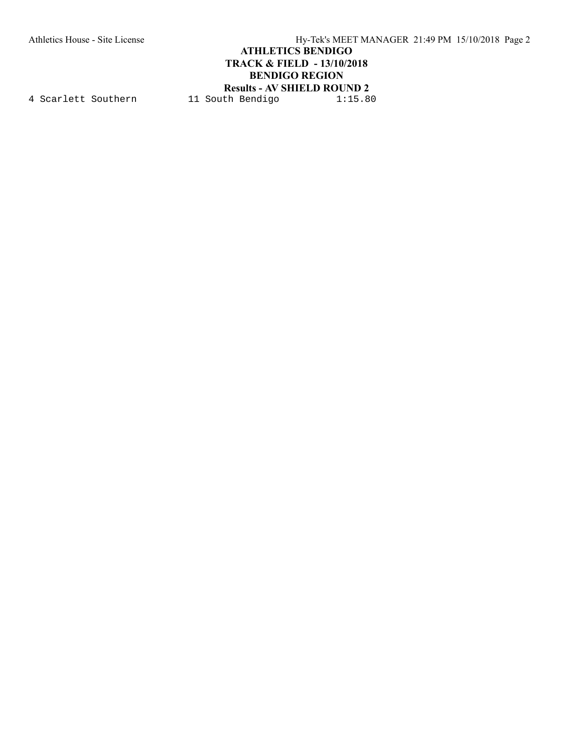```
4 Scarlett Southern         11 South Bendigo          1:15.80
```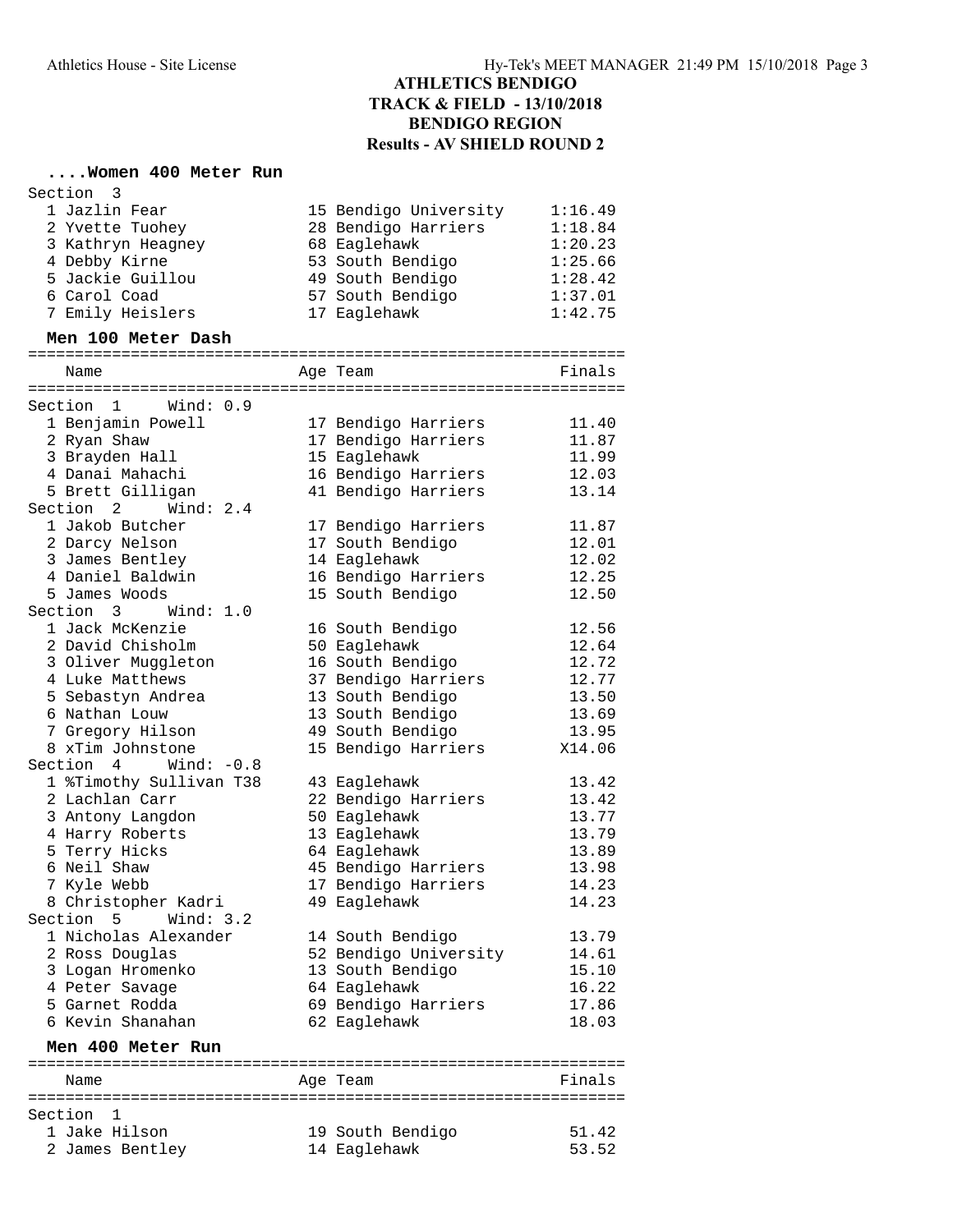## ATHLETICS BENDIGO
## TRACK & FIELD - 13/10/2018
## BENDIGO REGION
## Results - AV SHIELD ROUND 2

### ....Women 400 Meter Run

**Section 3**

| Place | Name | Age | Team | Finals |
|---|---|---|---|---|
| 1 | Jazlin Fear | 15 | Bendigo University | 1:16.49 |
| 2 | Yvette Tuohey | 28 | Bendigo Harriers | 1:18.84 |
| 3 | Kathryn Heagney | 68 | Eaglehawk | 1:20.23 |
| 4 | Debby Kirne | 53 | South Bendigo | 1:25.66 |
| 5 | Jackie Guillou | 49 | South Bendigo | 1:28.42 |
| 6 | Carol Coad | 57 | South Bendigo | 1:37.01 |
| 7 | Emily Heislers | 17 | Eaglehawk | 1:42.75 |

### Men 100 Meter Dash

| Place | Name | Age | Team | Finals |
|---|---|---|---|---|
| **Section 1** | **Wind: 0.9** | | | |
| 1 | Benjamin Powell | 17 | Bendigo Harriers | 11.40 |
| 2 | Ryan Shaw | 17 | Bendigo Harriers | 11.87 |
| 3 | Brayden Hall | 15 | Eaglehawk | 11.99 |
| 4 | Danai Mahachi | 16 | Bendigo Harriers | 12.03 |
| 5 | Brett Gilligan | 41 | Bendigo Harriers | 13.14 |
| **Section 2** | **Wind: 2.4** | | | |
| 1 | Jakob Butcher | 17 | Bendigo Harriers | 11.87 |
| 2 | Darcy Nelson | 17 | South Bendigo | 12.01 |
| 3 | James Bentley | 14 | Eaglehawk | 12.02 |
| 4 | Daniel Baldwin | 16 | Bendigo Harriers | 12.25 |
| 5 | James Woods | 15 | South Bendigo | 12.50 |
| **Section 3** | **Wind: 1.0** | | | |
| 1 | Jack McKenzie | 16 | South Bendigo | 12.56 |
| 2 | David Chisholm | 50 | Eaglehawk | 12.64 |
| 3 | Oliver Muggleton | 16 | South Bendigo | 12.72 |
| 4 | Luke Matthews | 37 | Bendigo Harriers | 12.77 |
| 5 | Sebastyn Andrea | 13 | South Bendigo | 13.50 |
| 6 | Nathan Louw | 13 | South Bendigo | 13.69 |
| 7 | Gregory Hilson | 49 | South Bendigo | 13.95 |
| 8 | xTim Johnstone | 15 | Bendigo Harriers | X14.06 |
| **Section 4** | **Wind: -0.8** | | | |
| 1 | %Timothy Sullivan T38 | 43 | Eaglehawk | 13.42 |
| 2 | Lachlan Carr | 22 | Bendigo Harriers | 13.42 |
| 3 | Antony Langdon | 50 | Eaglehawk | 13.77 |
| 4 | Harry Roberts | 13 | Eaglehawk | 13.79 |
| 5 | Terry Hicks | 64 | Eaglehawk | 13.89 |
| 6 | Neil Shaw | 45 | Bendigo Harriers | 13.98 |
| 7 | Kyle Webb | 17 | Bendigo Harriers | 14.23 |
| 8 | Christopher Kadri | 49 | Eaglehawk | 14.23 |
| **Section 5** | **Wind: 3.2** | | | |
| 1 | Nicholas Alexander | 14 | South Bendigo | 13.79 |
| 2 | Ross Douglas | 52 | Bendigo University | 14.61 |
| 3 | Logan Hromenko | 13 | South Bendigo | 15.10 |
| 4 | Peter Savage | 64 | Eaglehawk | 16.22 |
| 5 | Garnet Rodda | 69 | Bendigo Harriers | 17.86 |
| 6 | Kevin Shanahan | 62 | Eaglehawk | 18.03 |

### Men 400 Meter Run

| Place | Name | Age | Team | Finals |
|---|---|---|---|---|
| **Section 1** | | | | |
| 1 | Jake Hilson | 19 | South Bendigo | 51.42 |
| 2 | James Bentley | 14 | Eaglehawk | 53.52 |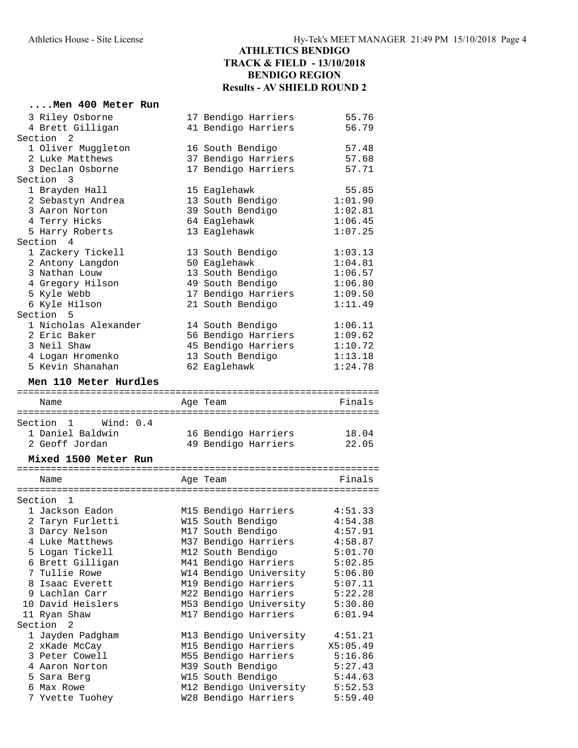# ATHLETICS BENDIGO
## TRACK & FIELD - 13/10/2018
## BENDIGO REGION
## Results - AV SHIELD ROUND 2

### ....Men 400 Meter Run

| Place | Name | Age | Team | Finals |
|---|---|---|---|---|
| 3 | Riley Osborne | 17 | Bendigo Harriers | 55.76 |
| 4 | Brett Gilligan | 41 | Bendigo Harriers | 56.79 |
| **Section 2** | | | | |
| 1 | Oliver Muggleton | 16 | South Bendigo | 57.48 |
| 2 | Luke Matthews | 37 | Bendigo Harriers | 57.68 |
| 3 | Declan Osborne | 17 | Bendigo Harriers | 57.71 |
| **Section 3** | | | | |
| 1 | Brayden Hall | 15 | Eaglehawk | 55.85 |
| 2 | Sebastyn Andrea | 13 | South Bendigo | 1:01.90 |
| 3 | Aaron Norton | 39 | South Bendigo | 1:02.81 |
| 4 | Terry Hicks | 64 | Eaglehawk | 1:06.45 |
| 5 | Harry Roberts | 13 | Eaglehawk | 1:07.25 |
| **Section 4** | | | | |
| 1 | Zackery Tickell | 13 | South Bendigo | 1:03.13 |
| 2 | Antony Langdon | 50 | Eaglehawk | 1:04.81 |
| 3 | Nathan Louw | 13 | South Bendigo | 1:06.57 |
| 4 | Gregory Hilson | 49 | South Bendigo | 1:06.80 |
| 5 | Kyle Webb | 17 | Bendigo Harriers | 1:09.50 |
| 6 | Kyle Hilson | 21 | South Bendigo | 1:11.49 |
| **Section 5** | | | | |
| 1 | Nicholas Alexander | 14 | South Bendigo | 1:06.11 |
| 2 | Eric Baker | 56 | Bendigo Harriers | 1:09.62 |
| 3 | Neil Shaw | 45 | Bendigo Harriers | 1:10.72 |
| 4 | Logan Hromenko | 13 | South Bendigo | 1:13.18 |
| 5 | Kevin Shanahan | 62 | Eaglehawk | 1:24.78 |

### Men 110 Meter Hurdles

| Place | Name | Age | Team | Finals |
|---|---|---|---|---|
| **Section 1 Wind: 0.4** | | | | |
| 1 | Daniel Baldwin | 16 | Bendigo Harriers | 18.04 |
| 2 | Geoff Jordan | 49 | Bendigo Harriers | 22.05 |

### Mixed 1500 Meter Run

| Place | Name | Age | Team | Finals |
|---|---|---|---|---|
| **Section 1** | | | | |
| 1 | Jackson Eadon | M15 | Bendigo Harriers | 4:51.33 |
| 2 | Taryn Furletti | W15 | South Bendigo | 4:54.38 |
| 3 | Darcy Nelson | M17 | South Bendigo | 4:57.91 |
| 4 | Luke Matthews | M37 | Bendigo Harriers | 4:58.87 |
| 5 | Logan Tickell | M12 | South Bendigo | 5:01.70 |
| 6 | Brett Gilligan | M41 | Bendigo Harriers | 5:02.85 |
| 7 | Tullie Rowe | W14 | Bendigo University | 5:06.80 |
| 8 | Isaac Everett | M19 | Bendigo Harriers | 5:07.11 |
| 9 | Lachlan Carr | M22 | Bendigo Harriers | 5:22.28 |
| 10 | David Heislers | M53 | Bendigo University | 5:30.80 |
| 11 | Ryan Shaw | M17 | Bendigo Harriers | 6:01.94 |
| **Section 2** | | | | |
| 1 | Jayden Padgham | M13 | Bendigo University | 4:51.21 |
| 2 | xKade McCay | M15 | Bendigo Harriers | X5:05.49 |
| 3 | Peter Cowell | M55 | Bendigo Harriers | 5:16.86 |
| 4 | Aaron Norton | M39 | South Bendigo | 5:27.43 |
| 5 | Sara Berg | W15 | South Bendigo | 5:44.63 |
| 6 | Max Rowe | M12 | Bendigo University | 5:52.53 |
| 7 | Yvette Tuohey | W28 | Bendigo Harriers | 5:59.40 |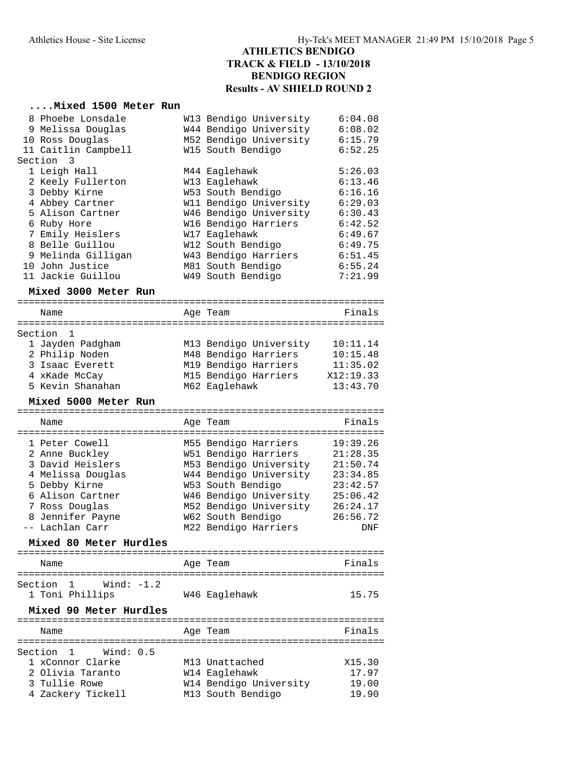# ATHLETICS BENDIGO
## TRACK & FIELD - 13/10/2018
## BENDIGO REGION
## Results - AV SHIELD ROUND 2

### ....Mixed 1500 Meter Run

| | Name | Age | Team | Finals |
|---|---|---|---|---|
| 8 | Phoebe Lonsdale | W13 | Bendigo University | 6:04.08 |
| 9 | Melissa Douglas | W44 | Bendigo University | 6:08.02 |
| 10 | Ross Douglas | M52 | Bendigo University | 6:15.79 |
| 11 | Caitlin Campbell | W15 | South Bendigo | 6:52.25 |
| **Section 3** | | | | |
| 1 | Leigh Hall | M44 | Eaglehawk | 5:26.03 |
| 2 | Keely Fullerton | W13 | Eaglehawk | 6:13.46 |
| 3 | Debby Kirne | W53 | South Bendigo | 6:16.16 |
| 4 | Abbey Cartner | W11 | Bendigo University | 6:29.03 |
| 5 | Alison Cartner | W46 | Bendigo University | 6:30.43 |
| 6 | Ruby Hore | W16 | Bendigo Harriers | 6:42.52 |
| 7 | Emily Heislers | W17 | Eaglehawk | 6:49.67 |
| 8 | Belle Guillou | W12 | South Bendigo | 6:49.75 |
| 9 | Melinda Gilligan | W43 | Bendigo Harriers | 6:51.45 |
| 10 | John Justice | M81 | South Bendigo | 6:55.24 |
| 11 | Jackie Guillou | W49 | South Bendigo | 7:21.99 |

### Mixed 3000 Meter Run

| | Name | Age | Team | Finals |
|---|---|---|---|---|
| **Section 1** | | | | |
| 1 | Jayden Padgham | M13 | Bendigo University | 10:11.14 |
| 2 | Philip Noden | M48 | Bendigo Harriers | 10:15.48 |
| 3 | Isaac Everett | M19 | Bendigo Harriers | 11:35.02 |
| 4 | xKade McCay | M15 | Bendigo Harriers | X12:19.33 |
| 5 | Kevin Shanahan | M62 | Eaglehawk | 13:43.70 |

### Mixed 5000 Meter Run

| | Name | Age | Team | Finals |
|---|---|---|---|---|
| 1 | Peter Cowell | M55 | Bendigo Harriers | 19:39.26 |
| 2 | Anne Buckley | W51 | Bendigo Harriers | 21:28.35 |
| 3 | David Heislers | M53 | Bendigo University | 21:50.74 |
| 4 | Melissa Douglas | W44 | Bendigo University | 23:34.85 |
| 5 | Debby Kirne | W53 | South Bendigo | 23:42.57 |
| 6 | Alison Cartner | W46 | Bendigo University | 25:06.42 |
| 7 | Ross Douglas | M52 | Bendigo University | 26:24.17 |
| 8 | Jennifer Payne | W62 | South Bendigo | 26:56.72 |
| -- | Lachlan Carr | M22 | Bendigo Harriers | DNF |

### Mixed 80 Meter Hurdles

| | Name | Age | Team | Finals |
|---|---|---|---|---|
| **Section 1 Wind: -1.2** | | | | |
| 1 | Toni Phillips | W46 | Eaglehawk | 15.75 |

### Mixed 90 Meter Hurdles

| | Name | Age | Team | Finals |
|---|---|---|---|---|
| **Section 1 Wind: 0.5** | | | | |
| 1 | xConnor Clarke | M13 | Unattached | X15.30 |
| 2 | Olivia Taranto | W14 | Eaglehawk | 17.97 |
| 3 | Tullie Rowe | W14 | Bendigo University | 19.00 |
| 4 | Zackery Tickell | M13 | South Bendigo | 19.90 |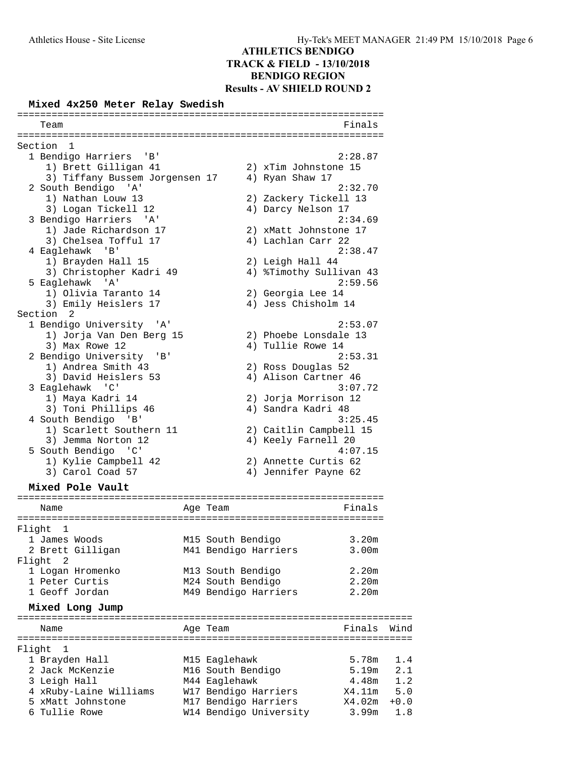# ATHLETICS BENDIGO
## TRACK & FIELD - 13/10/2018
## BENDIGO REGION
## Results - AV SHIELD ROUND 2

### Mixed 4x250 Meter Relay Swedish

**Section 1**

| Place | Team | Finals |
|---|---|---|
| 1 | Bendigo Harriers 'B' | 2:28.87 |
| | 1) Brett Gilligan 41, 2) xTim Johnstone 15, 3) Tiffany Bussem Jorgensen 17, 4) Ryan Shaw 17 | |
| 2 | South Bendigo 'A' | 2:32.70 |
| | 1) Nathan Louw 13, 2) Zackery Tickell 13, 3) Logan Tickell 12, 4) Darcy Nelson 17 | |
| 3 | Bendigo Harriers 'A' | 2:34.69 |
| | 1) Jade Richardson 17, 2) xMatt Johnstone 17, 3) Chelsea Tofful 17, 4) Lachlan Carr 22 | |
| 4 | Eaglehawk 'B' | 2:38.47 |
| | 1) Brayden Hall 15, 2) Leigh Hall 44, 3) Christopher Kadri 49, 4) %Timothy Sullivan 43 | |
| 5 | Eaglehawk 'A' | 2:59.56 |
| | 1) Olivia Taranto 14, 2) Georgia Lee 14, 3) Emily Heislers 17, 4) Jess Chisholm 14 | |

**Section 2**

| Place | Team | Finals |
|---|---|---|
| 1 | Bendigo University 'A' | 2:53.07 |
| | 1) Jorja Van Den Berg 15, 2) Phoebe Lonsdale 13, 3) Max Rowe 12, 4) Tullie Rowe 14 | |
| 2 | Bendigo University 'B' | 2:53.31 |
| | 1) Andrea Smith 43, 2) Ross Douglas 52, 3) David Heislers 53, 4) Alison Cartner 46 | |
| 3 | Eaglehawk 'C' | 3:07.72 |
| | 1) Maya Kadri 14, 2) Jorja Morrison 12, 3) Toni Phillips 46, 4) Sandra Kadri 48 | |
| 4 | South Bendigo 'B' | 3:25.45 |
| | 1) Scarlett Southern 11, 2) Caitlin Campbell 15, 3) Jemma Norton 12, 4) Keely Farnell 20 | |
| 5 | South Bendigo 'C' | 4:07.15 |
| | 1) Kylie Campbell 42, 2) Annette Curtis 62, 3) Carol Coad 57, 4) Jennifer Payne 62 | |

### Mixed Pole Vault

**Flight 1**

| Place | Name | Age | Team | Finals |
|---|---|---|---|---|
| 1 | James Woods | M15 | South Bendigo | 3.20m |
| 2 | Brett Gilligan | M41 | Bendigo Harriers | 3.00m |

**Flight 2**

| Place | Name | Age | Team | Finals |
|---|---|---|---|---|
| 1 | Logan Hromenko | M13 | South Bendigo | 2.20m |
| 1 | Peter Curtis | M24 | South Bendigo | 2.20m |
| 1 | Geoff Jordan | M49 | Bendigo Harriers | 2.20m |

### Mixed Long Jump

**Flight 1**

| Place | Name | Age | Team | Finals | Wind |
|---|---|---|---|---|---|
| 1 | Brayden Hall | M15 | Eaglehawk | 5.78m | 1.4 |
| 2 | Jack McKenzie | M16 | South Bendigo | 5.19m | 2.1 |
| 3 | Leigh Hall | M44 | Eaglehawk | 4.48m | 1.2 |
| 4 | xRuby-Laine Williams | W17 | Bendigo Harriers | X4.11m | 5.0 |
| 5 | xMatt Johnstone | M17 | Bendigo Harriers | X4.02m | +0.0 |
| 6 | Tullie Rowe | W14 | Bendigo University | 3.99m | 1.8 |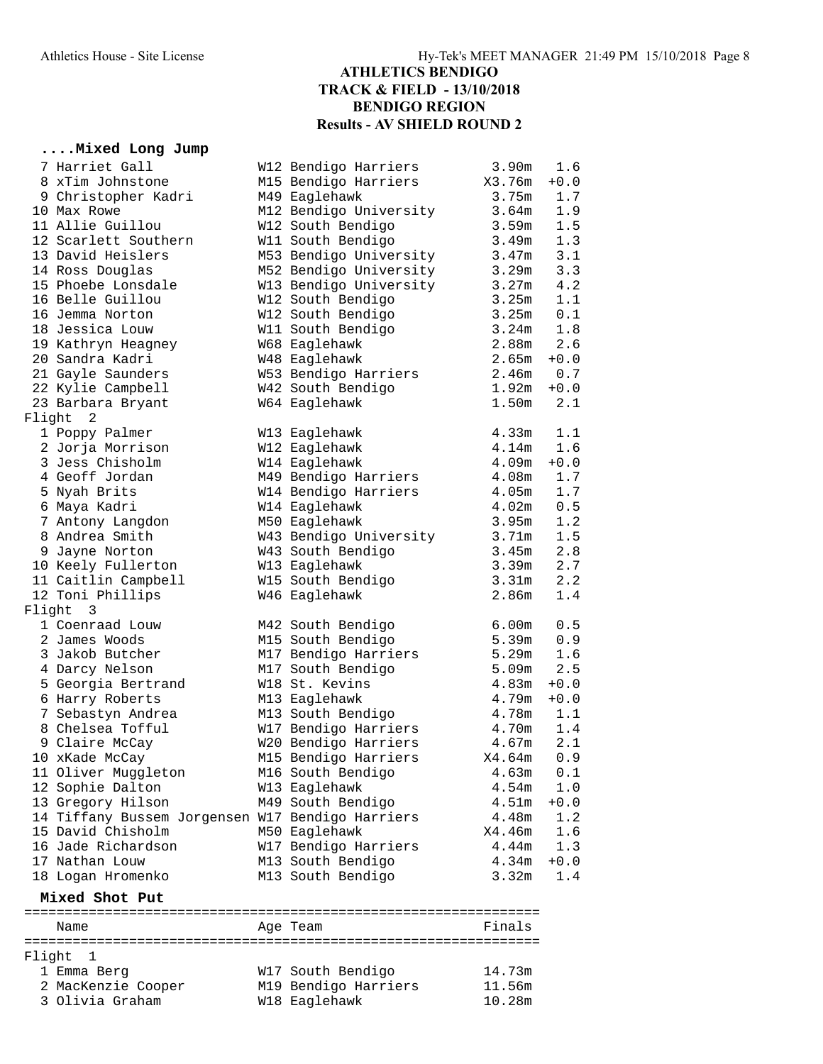# ATHLETICS BENDIGO
## TRACK & FIELD - 13/10/2018
## BENDIGO REGION
## Results - AV SHIELD ROUND 2

### ....Mixed Long Jump

| Place | Name | Age | Team | Finals | Wind |
|---|---|---|---|---|---|
| 7 | Harriet Gall | W12 | Bendigo Harriers | 3.90m | 1.6 |
| 8 | xTim Johnstone | M15 | Bendigo Harriers | X3.76m | +0.0 |
| 9 | Christopher Kadri | M49 | Eaglehawk | 3.75m | 1.7 |
| 10 | Max Rowe | M12 | Bendigo University | 3.64m | 1.9 |
| 11 | Allie Guillou | W12 | South Bendigo | 3.59m | 1.5 |
| 12 | Scarlett Southern | W11 | South Bendigo | 3.49m | 1.3 |
| 13 | David Heislers | M53 | Bendigo University | 3.47m | 3.1 |
| 14 | Ross Douglas | M52 | Bendigo University | 3.29m | 3.3 |
| 15 | Phoebe Lonsdale | W13 | Bendigo University | 3.27m | 4.2 |
| 16 | Belle Guillou | W12 | South Bendigo | 3.25m | 1.1 |
| 16 | Jemma Norton | W12 | South Bendigo | 3.25m | 0.1 |
| 18 | Jessica Louw | W11 | South Bendigo | 3.24m | 1.8 |
| 19 | Kathryn Heagney | W68 | Eaglehawk | 2.88m | 2.6 |
| 20 | Sandra Kadri | W48 | Eaglehawk | 2.65m | +0.0 |
| 21 | Gayle Saunders | W53 | Bendigo Harriers | 2.46m | 0.7 |
| 22 | Kylie Campbell | W42 | South Bendigo | 1.92m | +0.0 |
| 23 | Barbara Bryant | W64 | Eaglehawk | 1.50m | 2.1 |
| **Flight 2** | | | | | |
| 1 | Poppy Palmer | W13 | Eaglehawk | 4.33m | 1.1 |
| 2 | Jorja Morrison | W12 | Eaglehawk | 4.14m | 1.6 |
| 3 | Jess Chisholm | W14 | Eaglehawk | 4.09m | +0.0 |
| 4 | Geoff Jordan | M49 | Bendigo Harriers | 4.08m | 1.7 |
| 5 | Nyah Brits | W14 | Bendigo Harriers | 4.05m | 1.7 |
| 6 | Maya Kadri | W14 | Eaglehawk | 4.02m | 0.5 |
| 7 | Antony Langdon | M50 | Eaglehawk | 3.95m | 1.2 |
| 8 | Andrea Smith | W43 | Bendigo University | 3.71m | 1.5 |
| 9 | Jayne Norton | W43 | South Bendigo | 3.45m | 2.8 |
| 10 | Keely Fullerton | W13 | Eaglehawk | 3.39m | 2.7 |
| 11 | Caitlin Campbell | W15 | South Bendigo | 3.31m | 2.2 |
| 12 | Toni Phillips | W46 | Eaglehawk | 2.86m | 1.4 |
| **Flight 3** | | | | | |
| 1 | Coenraad Louw | M42 | South Bendigo | 6.00m | 0.5 |
| 2 | James Woods | M15 | South Bendigo | 5.39m | 0.9 |
| 3 | Jakob Butcher | M17 | Bendigo Harriers | 5.29m | 1.6 |
| 4 | Darcy Nelson | M17 | South Bendigo | 5.09m | 2.5 |
| 5 | Georgia Bertrand | W18 | St. Kevins | 4.83m | +0.0 |
| 6 | Harry Roberts | M13 | Eaglehawk | 4.79m | +0.0 |
| 7 | Sebastyn Andrea | M13 | South Bendigo | 4.78m | 1.1 |
| 8 | Chelsea Tofful | W17 | Bendigo Harriers | 4.70m | 1.4 |
| 9 | Claire McCay | W20 | Bendigo Harriers | 4.67m | 2.1 |
| 10 | xKade McCay | M15 | Bendigo Harriers | X4.64m | 0.9 |
| 11 | Oliver Muggleton | M16 | South Bendigo | 4.63m | 0.1 |
| 12 | Sophie Dalton | W13 | Eaglehawk | 4.54m | 1.0 |
| 13 | Gregory Hilson | M49 | South Bendigo | 4.51m | +0.0 |
| 14 | Tiffany Bussem Jorgensen | W17 | Bendigo Harriers | 4.48m | 1.2 |
| 15 | David Chisholm | M50 | Eaglehawk | X4.46m | 1.6 |
| 16 | Jade Richardson | W17 | Bendigo Harriers | 4.44m | 1.3 |
| 17 | Nathan Louw | M13 | South Bendigo | 4.34m | +0.0 |
| 18 | Logan Hromenko | M13 | South Bendigo | 3.32m | 1.4 |

### Mixed Shot Put

| Place | Name | Age | Team | Finals |
|---|---|---|---|---|
| **Flight 1** | | | | |
| 1 | Emma Berg | W17 | South Bendigo | 14.73m |
| 2 | MacKenzie Cooper | M19 | Bendigo Harriers | 11.56m |
| 3 | Olivia Graham | W18 | Eaglehawk | 10.28m |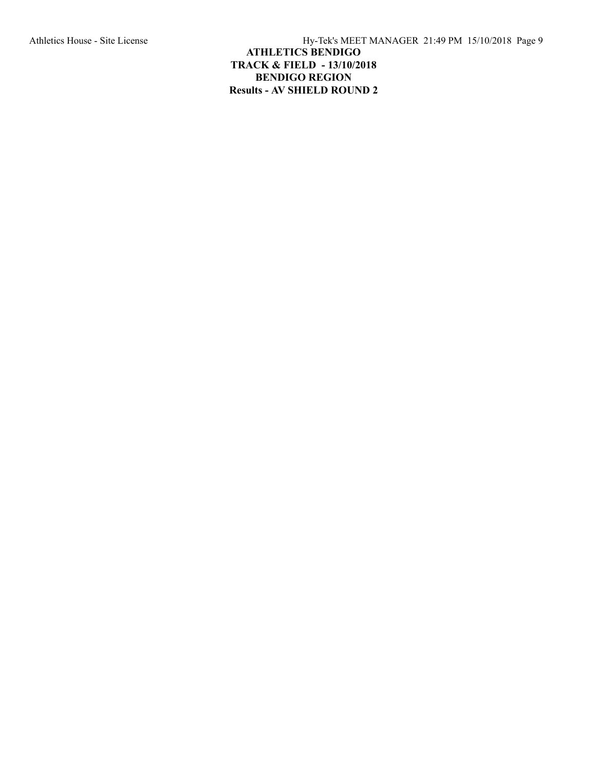**ATHLETICS BENDIGO**

**TRACK & FIELD - 13/10/2018**

**BENDIGO REGION**

**Results - AV SHIELD ROUND 2**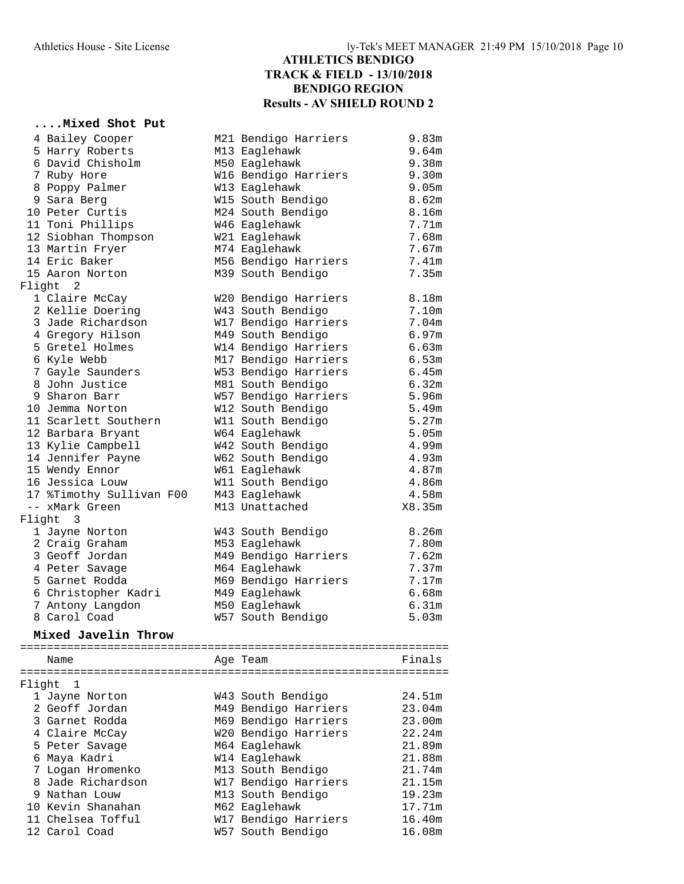# ATHLETICS BENDIGO
## TRACK & FIELD - 13/10/2018
## BENDIGO REGION
## Results - AV SHIELD ROUND 2

### ....Mixed Shot Put

| | Name | Age | Team | Finals |
|---|---|---|---|---|
| 4 | Bailey Cooper | M21 | Bendigo Harriers | 9.83m |
| 5 | Harry Roberts | M13 | Eaglehawk | 9.64m |
| 6 | David Chisholm | M50 | Eaglehawk | 9.38m |
| 7 | Ruby Hore | W16 | Bendigo Harriers | 9.30m |
| 8 | Poppy Palmer | W13 | Eaglehawk | 9.05m |
| 9 | Sara Berg | W15 | South Bendigo | 8.62m |
| 10 | Peter Curtis | M24 | South Bendigo | 8.16m |
| 11 | Toni Phillips | W46 | Eaglehawk | 7.71m |
| 12 | Siobhan Thompson | W21 | Eaglehawk | 7.68m |
| 13 | Martin Fryer | M74 | Eaglehawk | 7.67m |
| 14 | Eric Baker | M56 | Bendigo Harriers | 7.41m |
| 15 | Aaron Norton | M39 | South Bendigo | 7.35m |
| **Flight 2** | | | | |
| 1 | Claire McCay | W20 | Bendigo Harriers | 8.18m |
| 2 | Kellie Doering | W43 | South Bendigo | 7.10m |
| 3 | Jade Richardson | W17 | Bendigo Harriers | 7.04m |
| 4 | Gregory Hilson | M49 | South Bendigo | 6.97m |
| 5 | Gretel Holmes | W14 | Bendigo Harriers | 6.63m |
| 6 | Kyle Webb | M17 | Bendigo Harriers | 6.53m |
| 7 | Gayle Saunders | W53 | Bendigo Harriers | 6.45m |
| 8 | John Justice | M81 | South Bendigo | 6.32m |
| 9 | Sharon Barr | W57 | Bendigo Harriers | 5.96m |
| 10 | Jemma Norton | W12 | South Bendigo | 5.49m |
| 11 | Scarlett Southern | W11 | South Bendigo | 5.27m |
| 12 | Barbara Bryant | W64 | Eaglehawk | 5.05m |
| 13 | Kylie Campbell | W42 | South Bendigo | 4.99m |
| 14 | Jennifer Payne | W62 | South Bendigo | 4.93m |
| 15 | Wendy Ennor | W61 | Eaglehawk | 4.87m |
| 16 | Jessica Louw | W11 | South Bendigo | 4.86m |
| 17 | %Timothy Sullivan F00 | M43 | Eaglehawk | 4.58m |
| -- | xMark Green | M13 | Unattached | X8.35m |
| **Flight 3** | | | | |
| 1 | Jayne Norton | W43 | South Bendigo | 8.26m |
| 2 | Craig Graham | M53 | Eaglehawk | 7.80m |
| 3 | Geoff Jordan | M49 | Bendigo Harriers | 7.62m |
| 4 | Peter Savage | M64 | Eaglehawk | 7.37m |
| 5 | Garnet Rodda | M69 | Bendigo Harriers | 7.17m |
| 6 | Christopher Kadri | M49 | Eaglehawk | 6.68m |
| 7 | Antony Langdon | M50 | Eaglehawk | 6.31m |
| 8 | Carol Coad | W57 | South Bendigo | 5.03m |

### Mixed Javelin Throw

| | Name | Age | Team | Finals |
|---|---|---|---|---|
| **Flight 1** | | | | |
| 1 | Jayne Norton | W43 | South Bendigo | 24.51m |
| 2 | Geoff Jordan | M49 | Bendigo Harriers | 23.04m |
| 3 | Garnet Rodda | M69 | Bendigo Harriers | 23.00m |
| 4 | Claire McCay | W20 | Bendigo Harriers | 22.24m |
| 5 | Peter Savage | M64 | Eaglehawk | 21.89m |
| 6 | Maya Kadri | W14 | Eaglehawk | 21.88m |
| 7 | Logan Hromenko | M13 | South Bendigo | 21.74m |
| 8 | Jade Richardson | W17 | Bendigo Harriers | 21.15m |
| 9 | Nathan Louw | M13 | South Bendigo | 19.23m |
| 10 | Kevin Shanahan | M62 | Eaglehawk | 17.71m |
| 11 | Chelsea Tofful | W17 | Bendigo Harriers | 16.40m |
| 12 | Carol Coad | W57 | South Bendigo | 16.08m |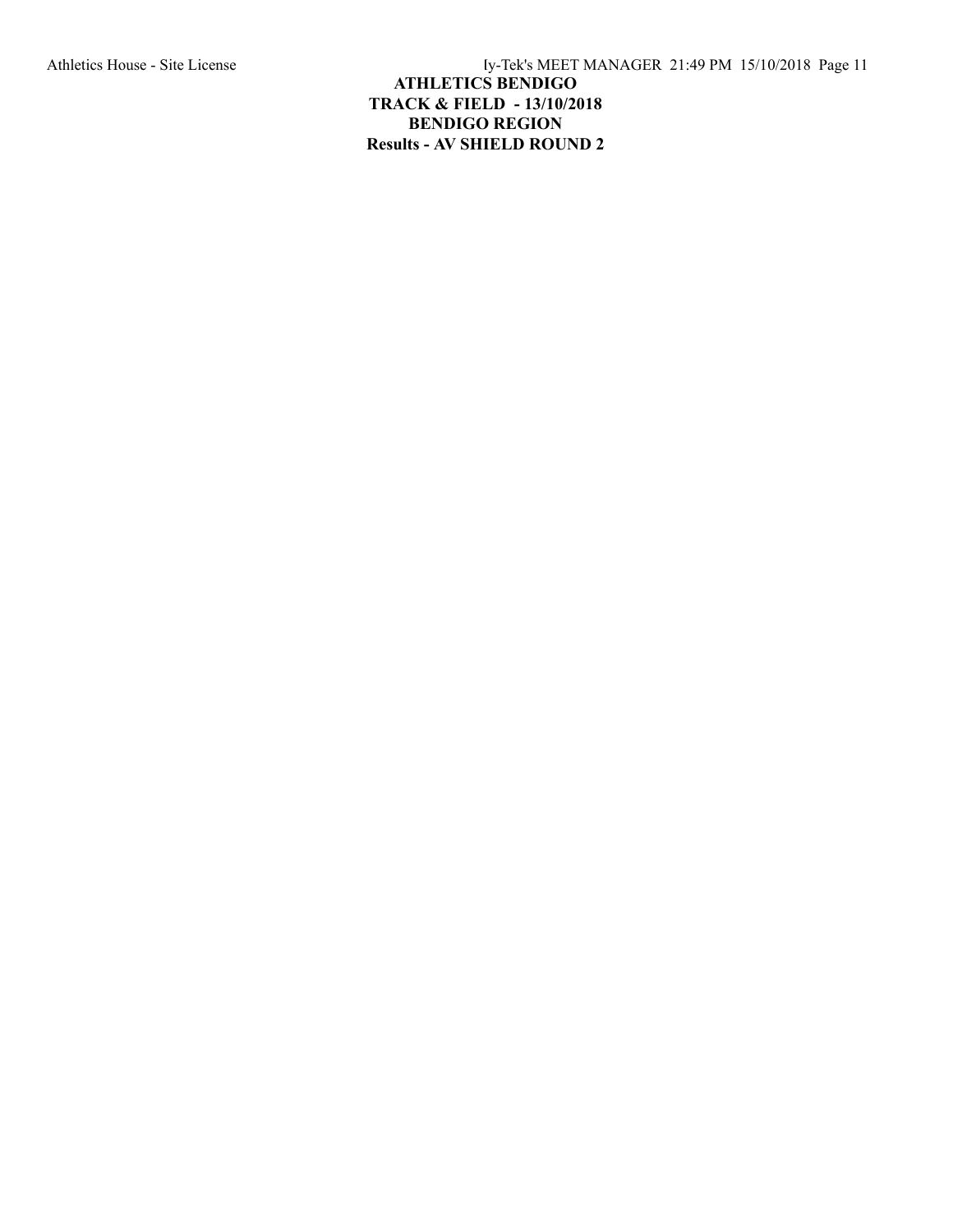**ATHLETICS BENDIGO**

**TRACK & FIELD - 13/10/2018**

**BENDIGO REGION**

**Results - AV SHIELD ROUND 2**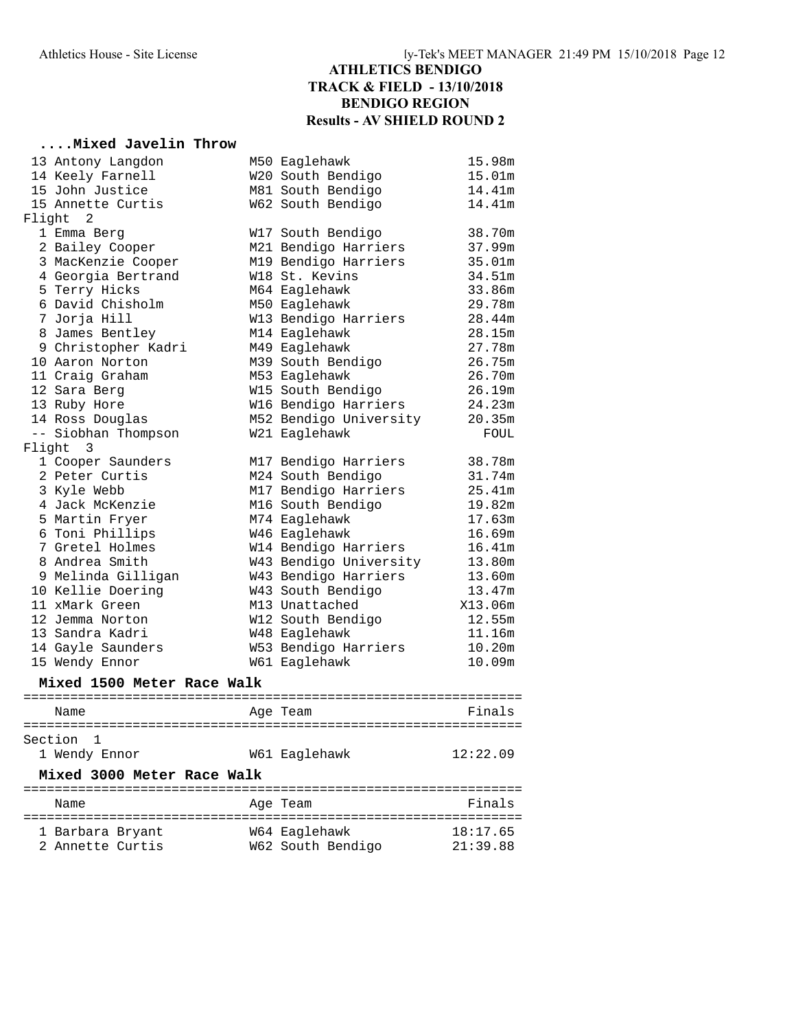## ATHLETICS BENDIGO
## TRACK & FIELD - 13/10/2018
## BENDIGO REGION
## Results - AV SHIELD ROUND 2

### ....Mixed Javelin Throw

| | | | | |
|---|---|---|---|---|
| 13 | Antony Langdon | M50 | Eaglehawk | 15.98m |
| 14 | Keely Farnell | W20 | South Bendigo | 15.01m |
| 15 | John Justice | M81 | South Bendigo | 14.41m |
| 15 | Annette Curtis | W62 | South Bendigo | 14.41m |
| **Flight 2** | | | | |
| 1 | Emma Berg | W17 | South Bendigo | 38.70m |
| 2 | Bailey Cooper | M21 | Bendigo Harriers | 37.99m |
| 3 | MacKenzie Cooper | M19 | Bendigo Harriers | 35.01m |
| 4 | Georgia Bertrand | W18 | St. Kevins | 34.51m |
| 5 | Terry Hicks | M64 | Eaglehawk | 33.86m |
| 6 | David Chisholm | M50 | Eaglehawk | 29.78m |
| 7 | Jorja Hill | W13 | Bendigo Harriers | 28.44m |
| 8 | James Bentley | M14 | Eaglehawk | 28.15m |
| 9 | Christopher Kadri | M49 | Eaglehawk | 27.78m |
| 10 | Aaron Norton | M39 | South Bendigo | 26.75m |
| 11 | Craig Graham | M53 | Eaglehawk | 26.70m |
| 12 | Sara Berg | W15 | South Bendigo | 26.19m |
| 13 | Ruby Hore | W16 | Bendigo Harriers | 24.23m |
| 14 | Ross Douglas | M52 | Bendigo University | 20.35m |
| -- | Siobhan Thompson | W21 | Eaglehawk | FOUL |
| **Flight 3** | | | | |
| 1 | Cooper Saunders | M17 | Bendigo Harriers | 38.78m |
| 2 | Peter Curtis | M24 | South Bendigo | 31.74m |
| 3 | Kyle Webb | M17 | Bendigo Harriers | 25.41m |
| 4 | Jack McKenzie | M16 | South Bendigo | 19.82m |
| 5 | Martin Fryer | M74 | Eaglehawk | 17.63m |
| 6 | Toni Phillips | W46 | Eaglehawk | 16.69m |
| 7 | Gretel Holmes | W14 | Bendigo Harriers | 16.41m |
| 8 | Andrea Smith | W43 | Bendigo University | 13.80m |
| 9 | Melinda Gilligan | W43 | Bendigo Harriers | 13.60m |
| 10 | Kellie Doering | W43 | South Bendigo | 13.47m |
| 11 | xMark Green | M13 | Unattached | X13.06m |
| 12 | Jemma Norton | W12 | South Bendigo | 12.55m |
| 13 | Sandra Kadri | W48 | Eaglehawk | 11.16m |
| 14 | Gayle Saunders | W53 | Bendigo Harriers | 10.20m |
| 15 | Wendy Ennor | W61 | Eaglehawk | 10.09m |

### Mixed 1500 Meter Race Walk

| | Name | Age | Team | Finals |
|---|---|---|---|---|
| **Section 1** | | | | |
| 1 | Wendy Ennor | W61 | Eaglehawk | 12:22.09 |

### Mixed 3000 Meter Race Walk

| | Name | Age | Team | Finals |
|---|---|---|---|---|
| 1 | Barbara Bryant | W64 | Eaglehawk | 18:17.65 |
| 2 | Annette Curtis | W62 | South Bendigo | 21:39.88 |